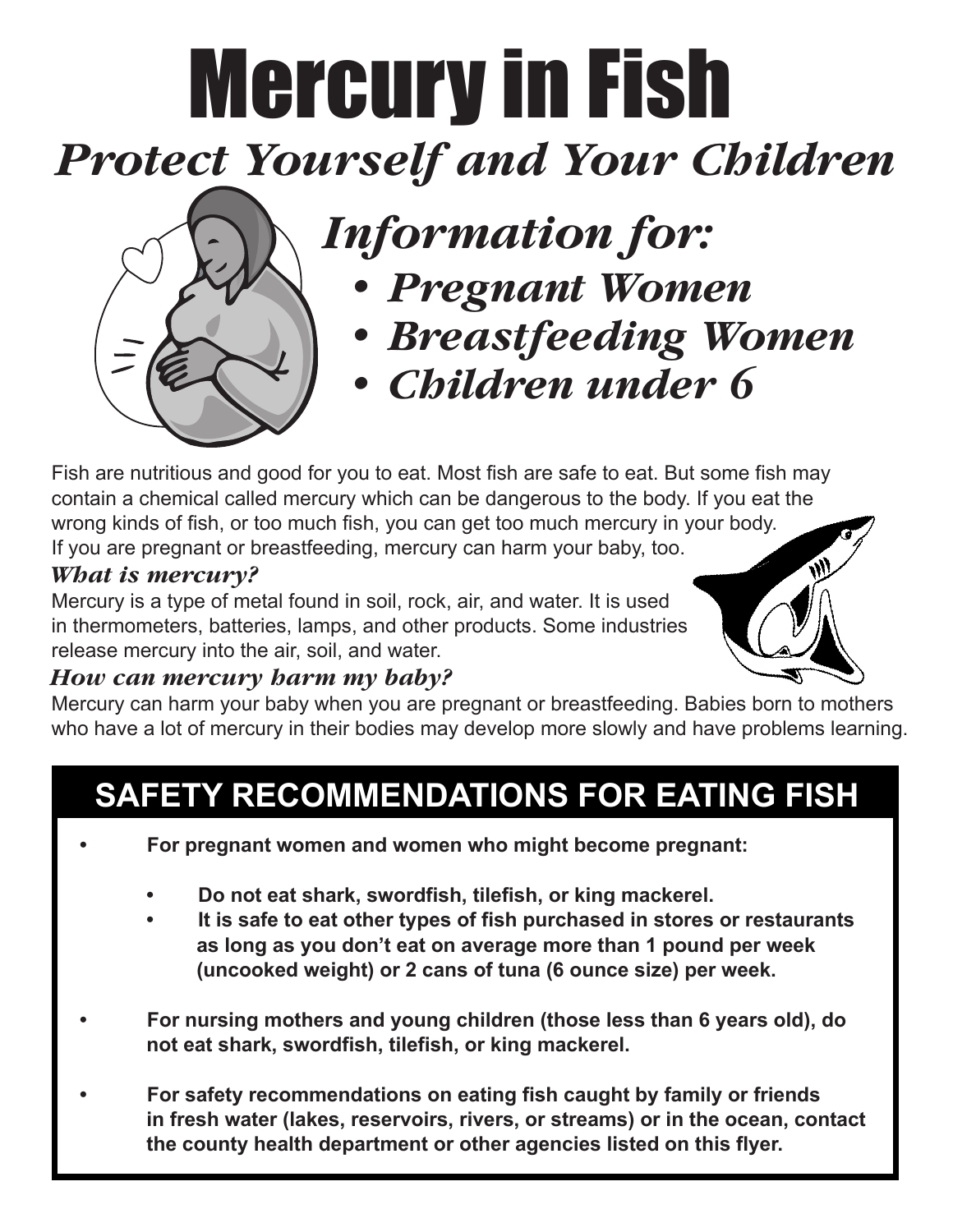# Mercury in Fish

## *Protect Yourself and Your Children*

### *Information for:*

- ***Pregnant Women***
- ***Breastfeeding Women***
- ***Children under 6***

Fish are nutritious and good for you to eat. Most fish are safe to eat. But some fish may contain a chemical called mercury which can be dangerous to the body. If you eat the wrong kinds of fish, or too much fish, you can get too much mercury in your body. If you are pregnant or breastfeeding, mercury can harm your baby, too.

### *What is mercury?*

Mercury is a type of metal found in soil, rock, air, and water. It is used in thermometers, batteries, lamps, and other products. Some industries release mercury into the air, soil, and water.

### *How can mercury harm my baby?*

Mercury can harm your baby when you are pregnant or breastfeeding. Babies born to mothers who have a lot of mercury in their bodies may develop more slowly and have problems learning.

## SAFETY RECOMMENDATIONS FOR EATING FISH

- **For pregnant women and women who might become pregnant:**
  - **Do not eat shark, swordfish, tilefish, or king mackerel.**
  - **It is safe to eat other types of fish purchased in stores or restaurants as long as you don't eat on average more than 1 pound per week (uncooked weight) or 2 cans of tuna (6 ounce size) per week.**
- **For nursing mothers and young children (those less than 6 years old), do not eat shark, swordfish, tilefish, or king mackerel.**
- **For safety recommendations on eating fish caught by family or friends in fresh water (lakes, reservoirs, rivers, or streams) or in the ocean, contact the county health department or other agencies listed on this flyer.**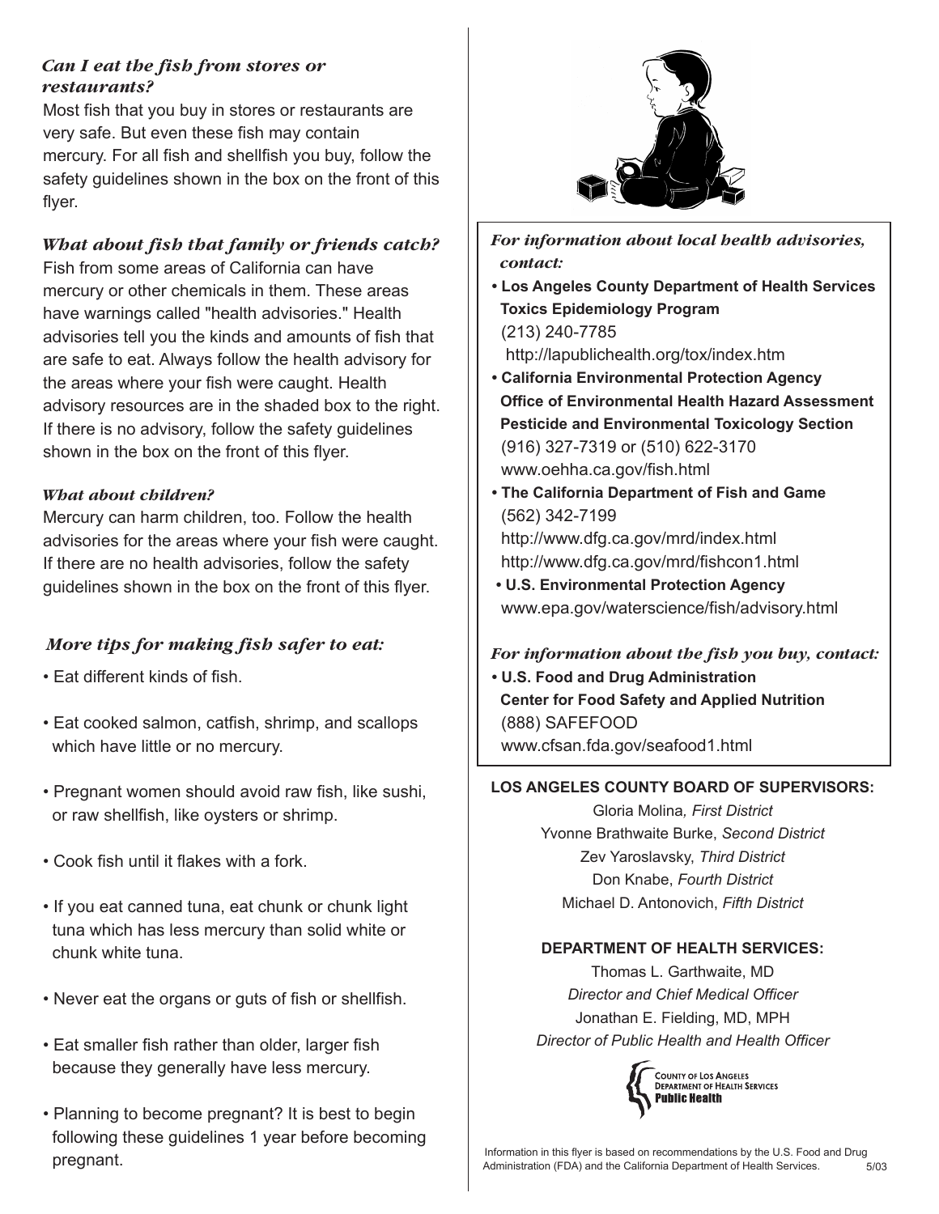### *Can I eat the fish from stores or restaurants?*

Most fish that you buy in stores or restaurants are very safe. But even these fish may contain mercury. For all fish and shellfish you buy, follow the safety guidelines shown in the box on the front of this flyer.

### *What about fish that family or friends catch?*

Fish from some areas of California can have mercury or other chemicals in them. These areas have warnings called "health advisories." Health advisories tell you the kinds and amounts of fish that are safe to eat. Always follow the health advisory for the areas where your fish were caught. Health advisory resources are in the shaded box to the right. If there is no advisory, follow the safety guidelines shown in the box on the front of this flyer.

### *What about children?*

Mercury can harm children, too. Follow the health advisories for the areas where your fish were caught. If there are no health advisories, follow the safety guidelines shown in the box on the front of this flyer.

### *More tips for making fish safer to eat:*

- Eat different kinds of fish.
- Eat cooked salmon, catfish, shrimp, and scallops which have little or no mercury.
- Pregnant women should avoid raw fish, like sushi, or raw shellfish, like oysters or shrimp.
- Cook fish until it flakes with a fork.
- If you eat canned tuna, eat chunk or chunk light tuna which has less mercury than solid white or chunk white tuna.
- Never eat the organs or guts of fish or shellfish.
- Eat smaller fish rather than older, larger fish because they generally have less mercury.
- Planning to become pregnant? It is best to begin following these guidelines 1 year before becoming pregnant.

### *For information about local health advisories, contact:*

- **Los Angeles County Department of Health Services Toxics Epidemiology Program**
  (213) 240-7785
  http://lapublichealth.org/tox/index.htm
- **California Environmental Protection Agency Office of Environmental Health Hazard Assessment Pesticide and Environmental Toxicology Section**
  (916) 327-7319 or (510) 622-3170
  www.oehha.ca.gov/fish.html
- **The California Department of Fish and Game**
  (562) 342-7199
  http://www.dfg.ca.gov/mrd/index.html
  http://www.dfg.ca.gov/mrd/fishcon1.html
- **U.S. Environmental Protection Agency**
  www.epa.gov/waterscience/fish/advisory.html

### *For information about the fish you buy, contact:*

- **U.S. Food and Drug Administration Center for Food Safety and Applied Nutrition**
  (888) SAFEFOOD
  www.cfsan.fda.gov/seafood1.html

**LOS ANGELES COUNTY BOARD OF SUPERVISORS:**

Gloria Molina, *First District*
Yvonne Brathwaite Burke, *Second District*
Zev Yaroslavsky, *Third District*
Don Knabe, *Fourth District*
Michael D. Antonovich, *Fifth District*

**DEPARTMENT OF HEALTH SERVICES:**

Thomas L. Garthwaite, MD
*Director and Chief Medical Officer*
Jonathan E. Fielding, MD, MPH
*Director of Public Health and Health Officer*

County of Los Angeles
Department of Health Services
**Public Health**

Information in this flyer is based on recommendations by the U.S. Food and Drug Administration (FDA) and the California Department of Health Services. 5/03